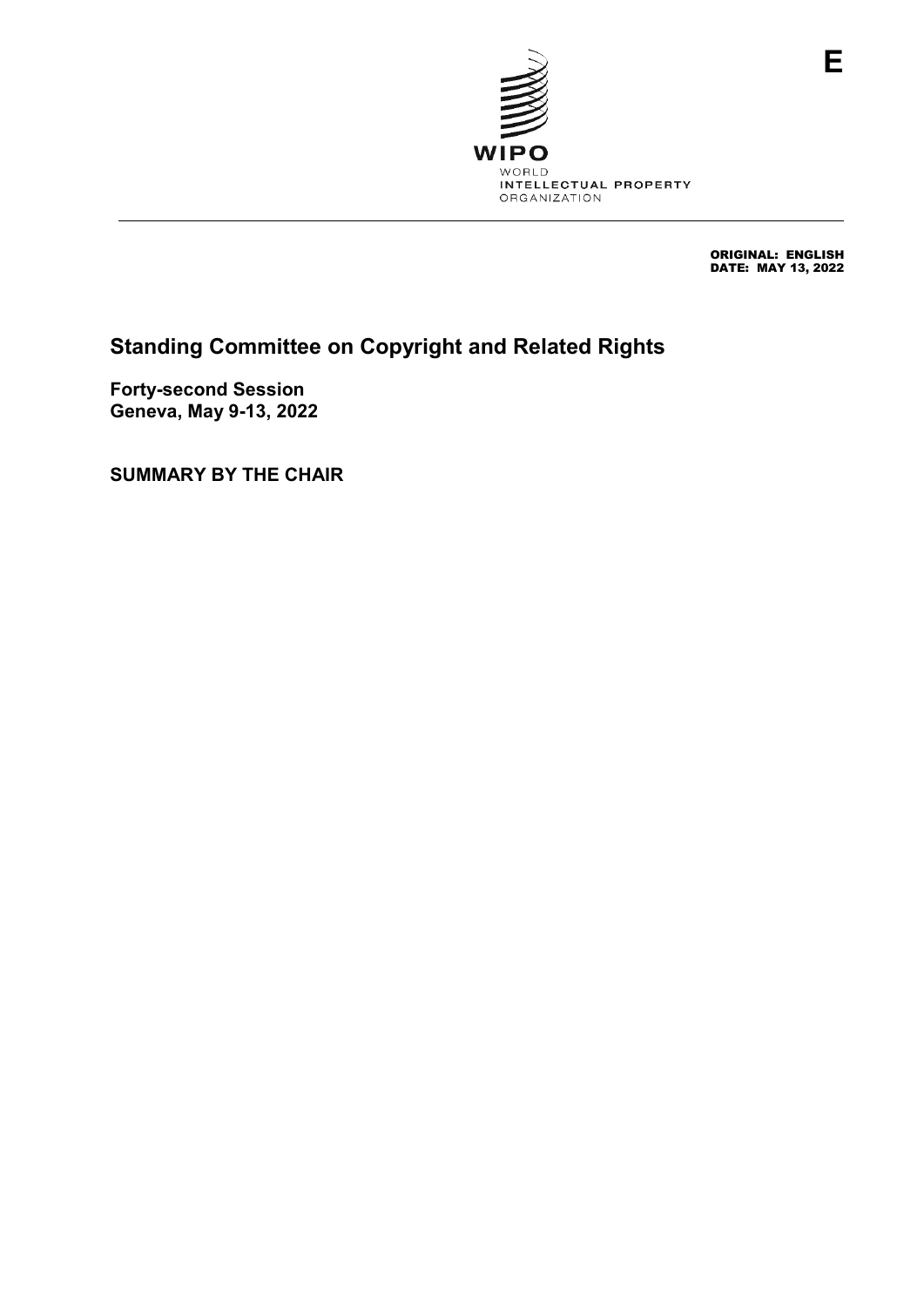E

WIPO
WORLD
INTELLECTUAL PROPERTY
ORGANIZATION

ORIGINAL: ENGLISH
DATE: MAY 13, 2022

# Standing Committee on Copyright and Related Rights

**Forty-second Session**
**Geneva, May 9-13, 2022**

**SUMMARY BY THE CHAIR**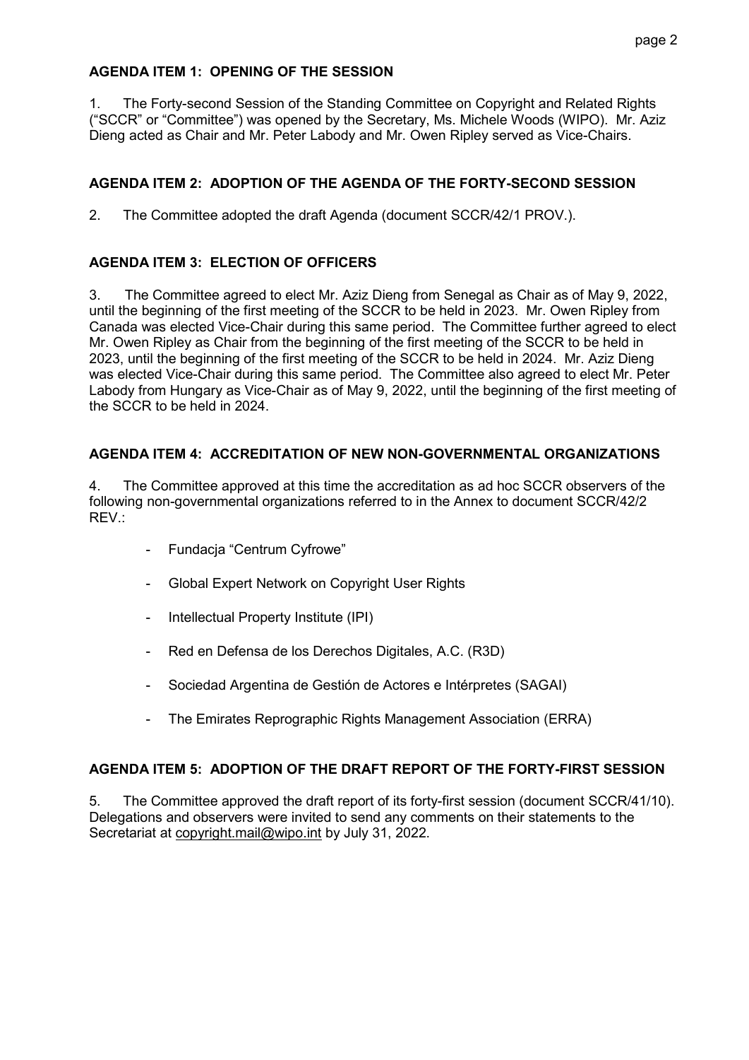## AGENDA ITEM 1: OPENING OF THE SESSION

1. The Forty-second Session of the Standing Committee on Copyright and Related Rights ("SCCR" or "Committee") was opened by the Secretary, Ms. Michele Woods (WIPO). Mr. Aziz Dieng acted as Chair and Mr. Peter Labody and Mr. Owen Ripley served as Vice-Chairs.

## AGENDA ITEM 2: ADOPTION OF THE AGENDA OF THE FORTY-SECOND SESSION

2. The Committee adopted the draft Agenda (document SCCR/42/1 PROV.).

## AGENDA ITEM 3: ELECTION OF OFFICERS

3. The Committee agreed to elect Mr. Aziz Dieng from Senegal as Chair as of May 9, 2022, until the beginning of the first meeting of the SCCR to be held in 2023. Mr. Owen Ripley from Canada was elected Vice-Chair during this same period. The Committee further agreed to elect Mr. Owen Ripley as Chair from the beginning of the first meeting of the SCCR to be held in 2023, until the beginning of the first meeting of the SCCR to be held in 2024. Mr. Aziz Dieng was elected Vice-Chair during this same period. The Committee also agreed to elect Mr. Peter Labody from Hungary as Vice-Chair as of May 9, 2022, until the beginning of the first meeting of the SCCR to be held in 2024.

## AGENDA ITEM 4: ACCREDITATION OF NEW NON-GOVERNMENTAL ORGANIZATIONS

4. The Committee approved at this time the accreditation as ad hoc SCCR observers of the following non-governmental organizations referred to in the Annex to document SCCR/42/2 REV.:

- Fundacja "Centrum Cyfrowe"
- Global Expert Network on Copyright User Rights
- Intellectual Property Institute (IPI)
- Red en Defensa de los Derechos Digitales, A.C. (R3D)
- Sociedad Argentina de Gestión de Actores e Intérpretes (SAGAI)
- The Emirates Reprographic Rights Management Association (ERRA)

## AGENDA ITEM 5: ADOPTION OF THE DRAFT REPORT OF THE FORTY-FIRST SESSION

5. The Committee approved the draft report of its forty-first session (document SCCR/41/10). Delegations and observers were invited to send any comments on their statements to the Secretariat at copyright.mail@wipo.int by July 31, 2022.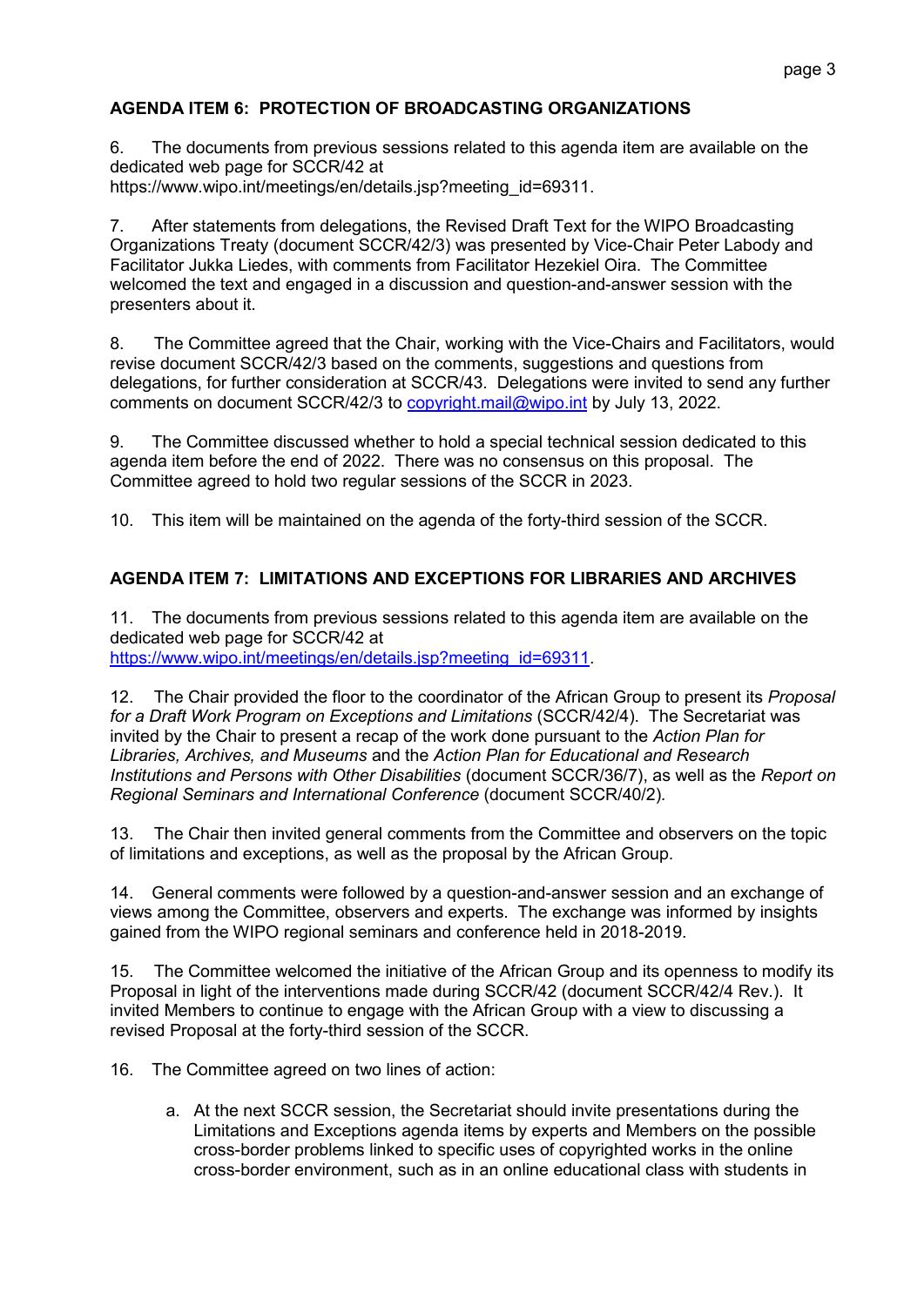## AGENDA ITEM 6: PROTECTION OF BROADCASTING ORGANIZATIONS

6. The documents from previous sessions related to this agenda item are available on the dedicated web page for SCCR/42 at https://www.wipo.int/meetings/en/details.jsp?meeting_id=69311.

7. After statements from delegations, the Revised Draft Text for the WIPO Broadcasting Organizations Treaty (document SCCR/42/3) was presented by Vice-Chair Peter Labody and Facilitator Jukka Liedes, with comments from Facilitator Hezekiel Oira. The Committee welcomed the text and engaged in a discussion and question-and-answer session with the presenters about it.

8. The Committee agreed that the Chair, working with the Vice-Chairs and Facilitators, would revise document SCCR/42/3 based on the comments, suggestions and questions from delegations, for further consideration at SCCR/43. Delegations were invited to send any further comments on document SCCR/42/3 to copyright.mail@wipo.int by July 13, 2022.

9. The Committee discussed whether to hold a special technical session dedicated to this agenda item before the end of 2022. There was no consensus on this proposal. The Committee agreed to hold two regular sessions of the SCCR in 2023.

10. This item will be maintained on the agenda of the forty-third session of the SCCR.

## AGENDA ITEM 7: LIMITATIONS AND EXCEPTIONS FOR LIBRARIES AND ARCHIVES

11. The documents from previous sessions related to this agenda item are available on the dedicated web page for SCCR/42 at https://www.wipo.int/meetings/en/details.jsp?meeting_id=69311.

12. The Chair provided the floor to the coordinator of the African Group to present its *Proposal for a Draft Work Program on Exceptions and Limitations* (SCCR/42/4). The Secretariat was invited by the Chair to present a recap of the work done pursuant to the *Action Plan for Libraries, Archives, and Museums* and the *Action Plan for Educational and Research Institutions and Persons with Other Disabilities* (document SCCR/36/7), as well as the *Report on Regional Seminars and International Conference* (document SCCR/40/2).

13. The Chair then invited general comments from the Committee and observers on the topic of limitations and exceptions, as well as the proposal by the African Group.

14. General comments were followed by a question-and-answer session and an exchange of views among the Committee, observers and experts. The exchange was informed by insights gained from the WIPO regional seminars and conference held in 2018-2019.

15. The Committee welcomed the initiative of the African Group and its openness to modify its Proposal in light of the interventions made during SCCR/42 (document SCCR/42/4 Rev.). It invited Members to continue to engage with the African Group with a view to discussing a revised Proposal at the forty-third session of the SCCR.

16. The Committee agreed on two lines of action:

   a. At the next SCCR session, the Secretariat should invite presentations during the Limitations and Exceptions agenda items by experts and Members on the possible cross-border problems linked to specific uses of copyrighted works in the online cross-border environment, such as in an online educational class with students in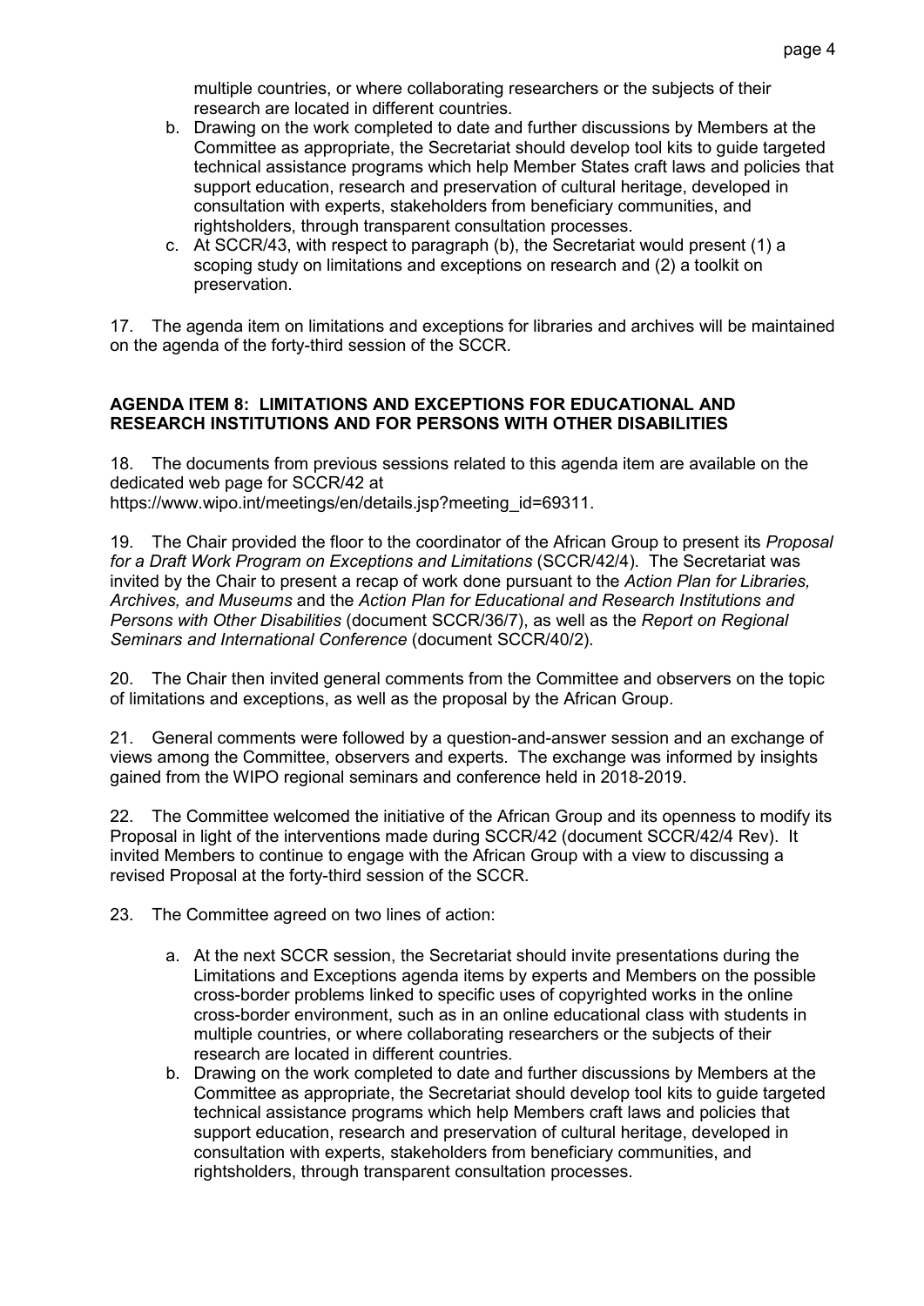multiple countries, or where collaborating researchers or the subjects of their research are located in different countries.

b. Drawing on the work completed to date and further discussions by Members at the Committee as appropriate, the Secretariat should develop tool kits to guide targeted technical assistance programs which help Member States craft laws and policies that support education, research and preservation of cultural heritage, developed in consultation with experts, stakeholders from beneficiary communities, and rightsholders, through transparent consultation processes.

c. At SCCR/43, with respect to paragraph (b), the Secretariat would present (1) a scoping study on limitations and exceptions on research and (2) a toolkit on preservation.

17. The agenda item on limitations and exceptions for libraries and archives will be maintained on the agenda of the forty-third session of the SCCR.

## AGENDA ITEM 8: LIMITATIONS AND EXCEPTIONS FOR EDUCATIONAL AND RESEARCH INSTITUTIONS AND FOR PERSONS WITH OTHER DISABILITIES

18. The documents from previous sessions related to this agenda item are available on the dedicated web page for SCCR/42 at https://www.wipo.int/meetings/en/details.jsp?meeting_id=69311.

19. The Chair provided the floor to the coordinator of the African Group to present its *Proposal for a Draft Work Program on Exceptions and Limitations* (SCCR/42/4). The Secretariat was invited by the Chair to present a recap of work done pursuant to the *Action Plan for Libraries, Archives, and Museums* and the *Action Plan for Educational and Research Institutions and Persons with Other Disabilities* (document SCCR/36/7), as well as the *Report on Regional Seminars and International Conference* (document SCCR/40/2).

20. The Chair then invited general comments from the Committee and observers on the topic of limitations and exceptions, as well as the proposal by the African Group.

21. General comments were followed by a question-and-answer session and an exchange of views among the Committee, observers and experts. The exchange was informed by insights gained from the WIPO regional seminars and conference held in 2018-2019.

22. The Committee welcomed the initiative of the African Group and its openness to modify its Proposal in light of the interventions made during SCCR/42 (document SCCR/42/4 Rev). It invited Members to continue to engage with the African Group with a view to discussing a revised Proposal at the forty-third session of the SCCR.

23. The Committee agreed on two lines of action:

a. At the next SCCR session, the Secretariat should invite presentations during the Limitations and Exceptions agenda items by experts and Members on the possible cross-border problems linked to specific uses of copyrighted works in the online cross-border environment, such as in an online educational class with students in multiple countries, or where collaborating researchers or the subjects of their research are located in different countries.

b. Drawing on the work completed to date and further discussions by Members at the Committee as appropriate, the Secretariat should develop tool kits to guide targeted technical assistance programs which help Members craft laws and policies that support education, research and preservation of cultural heritage, developed in consultation with experts, stakeholders from beneficiary communities, and rightsholders, through transparent consultation processes.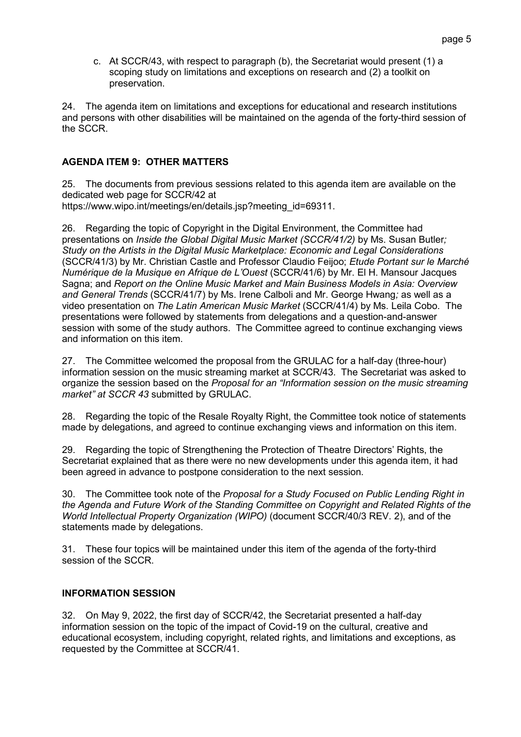c. At SCCR/43, with respect to paragraph (b), the Secretariat would present (1) a scoping study on limitations and exceptions on research and (2) a toolkit on preservation.

24. The agenda item on limitations and exceptions for educational and research institutions and persons with other disabilities will be maintained on the agenda of the forty-third session of the SCCR.

## AGENDA ITEM 9: OTHER MATTERS

25. The documents from previous sessions related to this agenda item are available on the dedicated web page for SCCR/42 at https://www.wipo.int/meetings/en/details.jsp?meeting_id=69311.

26. Regarding the topic of Copyright in the Digital Environment, the Committee had presentations on *Inside the Global Digital Music Market (SCCR/41/2)* by Ms. Susan Butler*; Study on the Artists in the Digital Music Marketplace: Economic and Legal Considerations* (SCCR/41/3) by Mr. Christian Castle and Professor Claudio Feijoo; *Etude Portant sur le Marché Numérique de la Musique en Afrique de L'Ouest* (SCCR/41/6) by Mr. El H. Mansour Jacques Sagna; and *Report on the Online Music Market and Main Business Models in Asia: Overview and General Trends* (SCCR/41/7) by Ms. Irene Calboli and Mr. George Hwang*;* as well as a video presentation on *The Latin American Music Market* (SCCR/41/4) by Ms. Leila Cobo. The presentations were followed by statements from delegations and a question-and-answer session with some of the study authors. The Committee agreed to continue exchanging views and information on this item.

27. The Committee welcomed the proposal from the GRULAC for a half-day (three-hour) information session on the music streaming market at SCCR/43. The Secretariat was asked to organize the session based on the *Proposal for an "Information session on the music streaming market" at SCCR 43* submitted by GRULAC.

28. Regarding the topic of the Resale Royalty Right, the Committee took notice of statements made by delegations, and agreed to continue exchanging views and information on this item.

29. Regarding the topic of Strengthening the Protection of Theatre Directors' Rights, the Secretariat explained that as there were no new developments under this agenda item, it had been agreed in advance to postpone consideration to the next session.

30. The Committee took note of the *Proposal for a Study Focused on Public Lending Right in the Agenda and Future Work of the Standing Committee on Copyright and Related Rights of the World Intellectual Property Organization (WIPO)* (document SCCR/40/3 REV. 2), and of the statements made by delegations.

31. These four topics will be maintained under this item of the agenda of the forty-third session of the SCCR.

## INFORMATION SESSION

32. On May 9, 2022, the first day of SCCR/42, the Secretariat presented a half-day information session on the topic of the impact of Covid-19 on the cultural, creative and educational ecosystem, including copyright, related rights, and limitations and exceptions, as requested by the Committee at SCCR/41.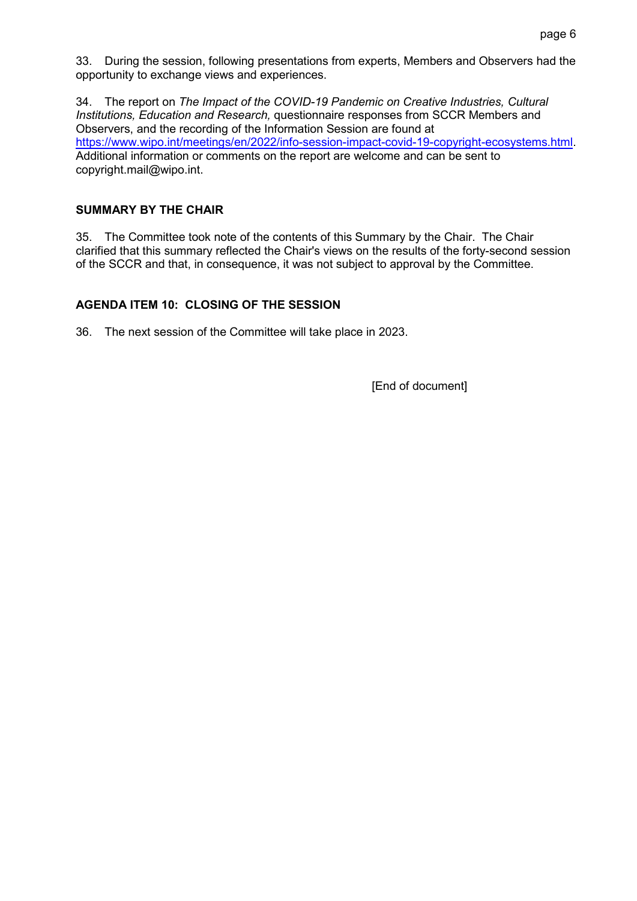33. During the session, following presentations from experts, Members and Observers had the opportunity to exchange views and experiences.

34. The report on *The Impact of the COVID-19 Pandemic on Creative Industries, Cultural Institutions, Education and Research,* questionnaire responses from SCCR Members and Observers, and the recording of the Information Session are found at https://www.wipo.int/meetings/en/2022/info-session-impact-covid-19-copyright-ecosystems.html. Additional information or comments on the report are welcome and can be sent to copyright.mail@wipo.int.

## SUMMARY BY THE CHAIR

35. The Committee took note of the contents of this Summary by the Chair. The Chair clarified that this summary reflected the Chair's views on the results of the forty-second session of the SCCR and that, in consequence, it was not subject to approval by the Committee.

## AGENDA ITEM 10: CLOSING OF THE SESSION

36. The next session of the Committee will take place in 2023.

[End of document]